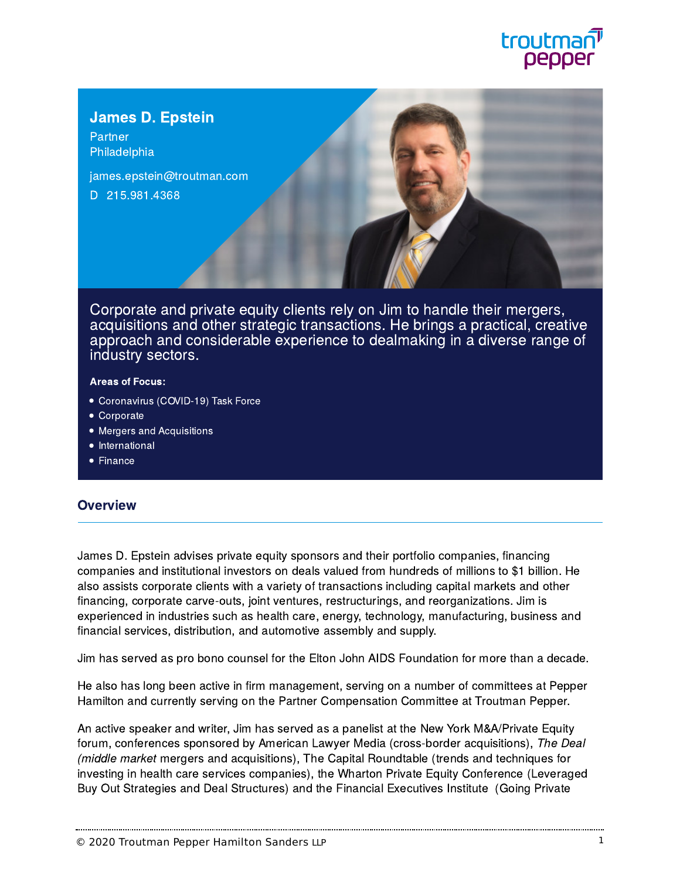troutman pepper

# James D. Epstein

Partner
Philadelphia

james.epstein@troutman.com

D 215.981.4368

Corporate and private equity clients rely on Jim to handle their mergers, acquisitions and other strategic transactions. He brings a practical, creative approach and considerable experience to dealmaking in a diverse range of industry sectors.

**Areas of Focus:**

- Coronavirus (COVID-19) Task Force
- Corporate
- Mergers and Acquisitions
- International
- Finance

## Overview

James D. Epstein advises private equity sponsors and their portfolio companies, financing companies and institutional investors on deals valued from hundreds of millions to $1 billion. He also assists corporate clients with a variety of transactions including capital markets and other financing, corporate carve-outs, joint ventures, restructurings, and reorganizations. Jim is experienced in industries such as health care, energy, technology, manufacturing, business and financial services, distribution, and automotive assembly and supply.

Jim has served as pro bono counsel for the Elton John AIDS Foundation for more than a decade.

He also has long been active in firm management, serving on a number of committees at Pepper Hamilton and currently serving on the Partner Compensation Committee at Troutman Pepper.

An active speaker and writer, Jim has served as a panelist at the New York M&A/Private Equity forum, conferences sponsored by American Lawyer Media (cross-border acquisitions), *The Deal (middle market* mergers and acquisitions), The Capital Roundtable (trends and techniques for investing in health care services companies), the Wharton Private Equity Conference (Leveraged Buy Out Strategies and Deal Structures) and the Financial Executives Institute (Going Private

© 2020 Troutman Pepper Hamilton Sanders LLP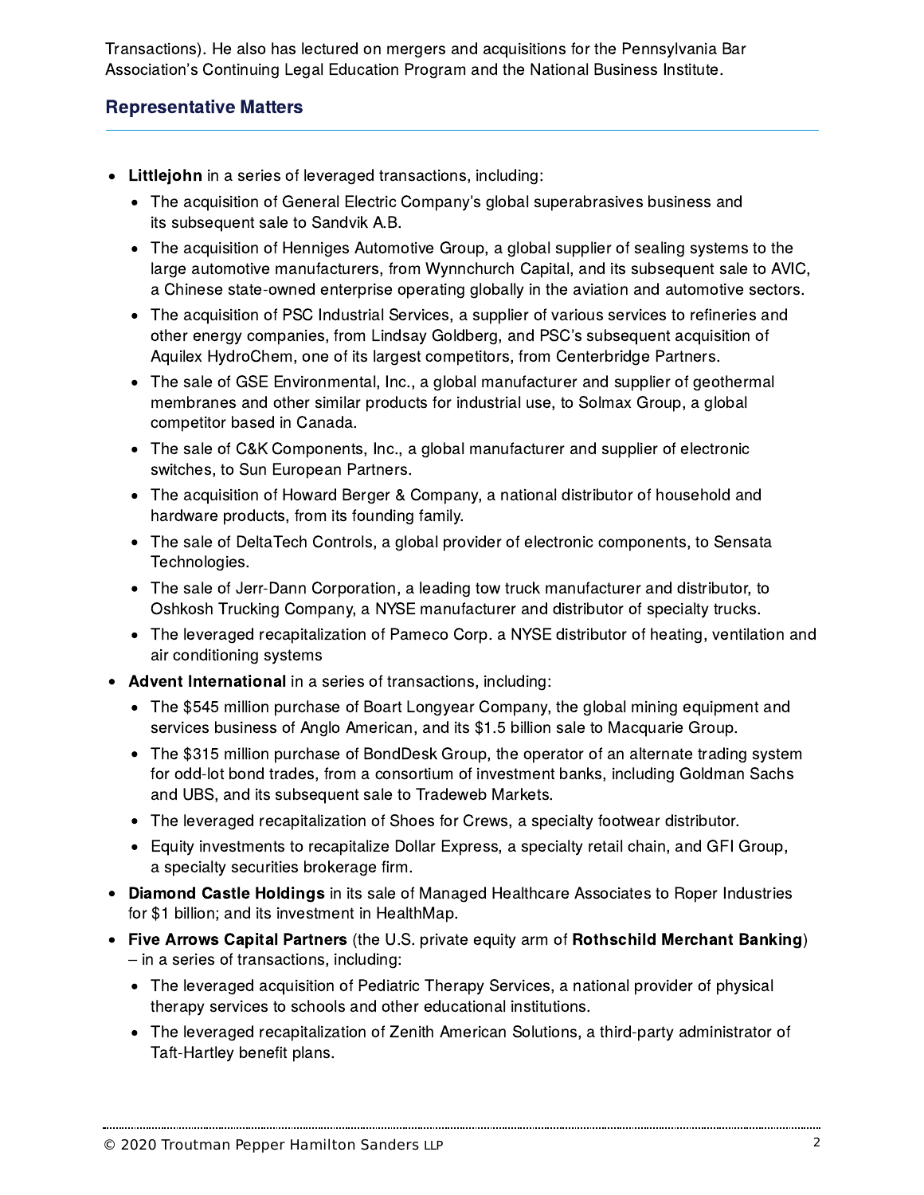Transactions). He also has lectured on mergers and acquisitions for the Pennsylvania Bar Association's Continuing Legal Education Program and the National Business Institute.

## Representative Matters

- **Littlejohn** in a series of leveraged transactions, including:
  - The acquisition of General Electric Company's global superabrasives business and its subsequent sale to Sandvik A.B.
  - The acquisition of Henniges Automotive Group, a global supplier of sealing systems to the large automotive manufacturers, from Wynnchurch Capital, and its subsequent sale to AVIC, a Chinese state-owned enterprise operating globally in the aviation and automotive sectors.
  - The acquisition of PSC Industrial Services, a supplier of various services to refineries and other energy companies, from Lindsay Goldberg, and PSC's subsequent acquisition of Aquilex HydroChem, one of its largest competitors, from Centerbridge Partners.
  - The sale of GSE Environmental, Inc., a global manufacturer and supplier of geothermal membranes and other similar products for industrial use, to Solmax Group, a global competitor based in Canada.
  - The sale of C&K Components, Inc., a global manufacturer and supplier of electronic switches, to Sun European Partners.
  - The acquisition of Howard Berger & Company, a national distributor of household and hardware products, from its founding family.
  - The sale of DeltaTech Controls, a global provider of electronic components, to Sensata Technologies.
  - The sale of Jerr-Dann Corporation, a leading tow truck manufacturer and distributor, to Oshkosh Trucking Company, a NYSE manufacturer and distributor of specialty trucks.
  - The leveraged recapitalization of Pameco Corp. a NYSE distributor of heating, ventilation and air conditioning systems
- **Advent International** in a series of transactions, including:
  - The $545 million purchase of Boart Longyear Company, the global mining equipment and services business of Anglo American, and its $1.5 billion sale to Macquarie Group.
  - The $315 million purchase of BondDesk Group, the operator of an alternate trading system for odd-lot bond trades, from a consortium of investment banks, including Goldman Sachs and UBS, and its subsequent sale to Tradeweb Markets.
  - The leveraged recapitalization of Shoes for Crews, a specialty footwear distributor.
  - Equity investments to recapitalize Dollar Express, a specialty retail chain, and GFI Group, a specialty securities brokerage firm.
- **Diamond Castle Holdings** in its sale of Managed Healthcare Associates to Roper Industries for $1 billion; and its investment in HealthMap.
- **Five Arrows Capital Partners** (the U.S. private equity arm of **Rothschild Merchant Banking**) – in a series of transactions, including:
  - The leveraged acquisition of Pediatric Therapy Services, a national provider of physical therapy services to schools and other educational institutions.
  - The leveraged recapitalization of Zenith American Solutions, a third-party administrator of Taft-Hartley benefit plans.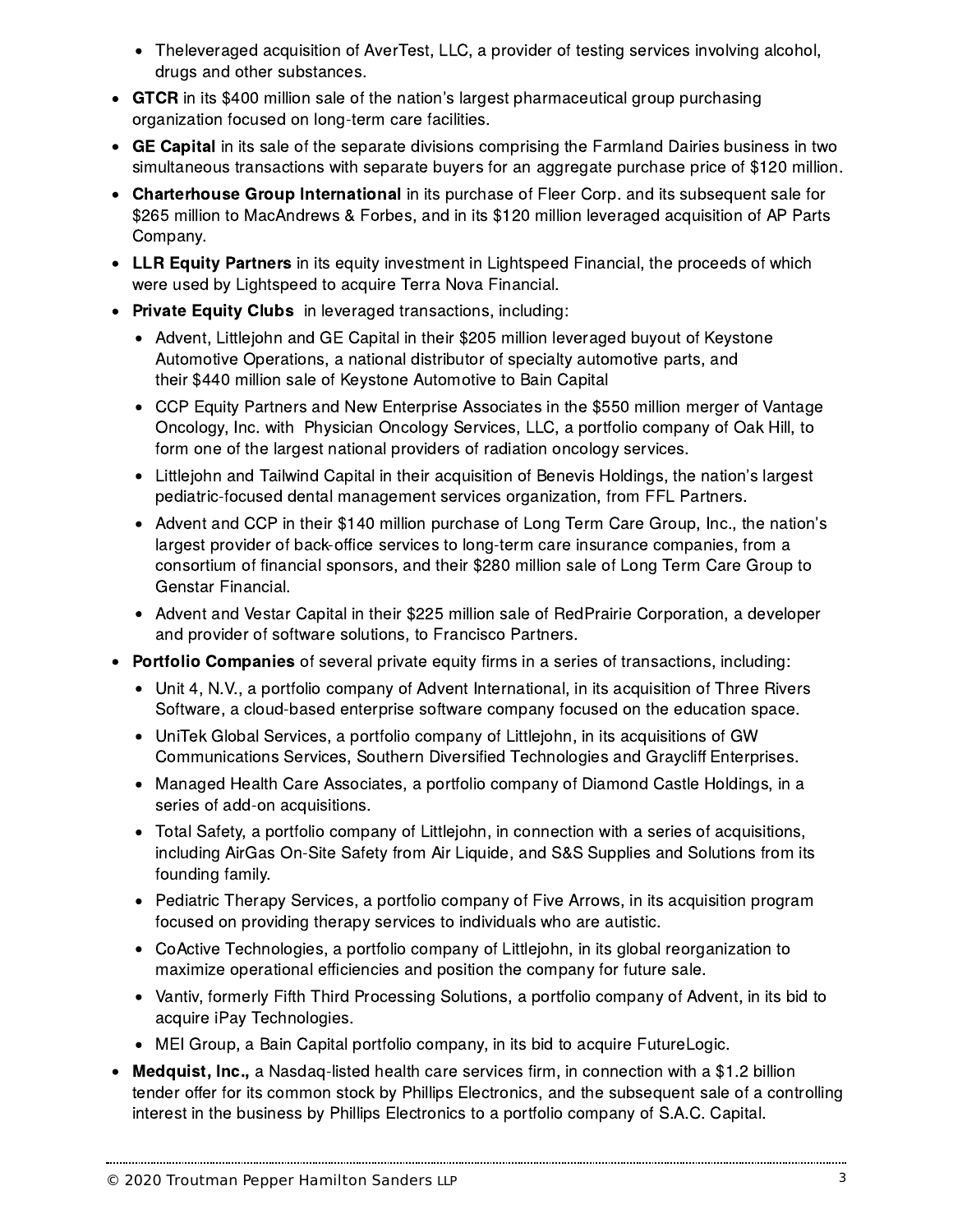- Theleveraged acquisition of AverTest, LLC, a provider of testing services involving alcohol, drugs and other substances.

- **GTCR** in its $400 million sale of the nation's largest pharmaceutical group purchasing organization focused on long-term care facilities.
- **GE Capital** in its sale of the separate divisions comprising the Farmland Dairies business in two simultaneous transactions with separate buyers for an aggregate purchase price of $120 million.
- **Charterhouse Group International** in its purchase of Fleer Corp. and its subsequent sale for $265 million to MacAndrews & Forbes, and in its $120 million leveraged acquisition of AP Parts Company.
- **LLR Equity Partners** in its equity investment in Lightspeed Financial, the proceeds of which were used by Lightspeed to acquire Terra Nova Financial.
- **Private Equity Clubs** in leveraged transactions, including:
  - Advent, Littlejohn and GE Capital in their $205 million leveraged buyout of Keystone Automotive Operations, a national distributor of specialty automotive parts, and their $440 million sale of Keystone Automotive to Bain Capital
  - CCP Equity Partners and New Enterprise Associates in the $550 million merger of Vantage Oncology, Inc. with Physician Oncology Services, LLC, a portfolio company of Oak Hill, to form one of the largest national providers of radiation oncology services.
  - Littlejohn and Tailwind Capital in their acquisition of Benevis Holdings, the nation's largest pediatric-focused dental management services organization, from FFL Partners.
  - Advent and CCP in their $140 million purchase of Long Term Care Group, Inc., the nation's largest provider of back-office services to long-term care insurance companies, from a consortium of financial sponsors, and their $280 million sale of Long Term Care Group to Genstar Financial.
  - Advent and Vestar Capital in their $225 million sale of RedPrairie Corporation, a developer and provider of software solutions, to Francisco Partners.
- **Portfolio Companies** of several private equity firms in a series of transactions, including:
  - Unit 4, N.V., a portfolio company of Advent International, in its acquisition of Three Rivers Software, a cloud-based enterprise software company focused on the education space.
  - UniTek Global Services, a portfolio company of Littlejohn, in its acquisitions of GW Communications Services, Southern Diversified Technologies and Graycliff Enterprises.
  - Managed Health Care Associates, a portfolio company of Diamond Castle Holdings, in a series of add-on acquisitions.
  - Total Safety, a portfolio company of Littlejohn, in connection with a series of acquisitions, including AirGas On-Site Safety from Air Liquide, and S&S Supplies and Solutions from its founding family.
  - Pediatric Therapy Services, a portfolio company of Five Arrows, in its acquisition program focused on providing therapy services to individuals who are autistic.
  - CoActive Technologies, a portfolio company of Littlejohn, in its global reorganization to maximize operational efficiencies and position the company for future sale.
  - Vantiv, formerly Fifth Third Processing Solutions, a portfolio company of Advent, in its bid to acquire iPay Technologies.
  - MEI Group, a Bain Capital portfolio company, in its bid to acquire FutureLogic.
- **Medquist, Inc.,** a Nasdaq-listed health care services firm, in connection with a $1.2 billion tender offer for its common stock by Phillips Electronics, and the subsequent sale of a controlling interest in the business by Phillips Electronics to a portfolio company of S.A.C. Capital.

© 2020 Troutman Pepper Hamilton Sanders LLP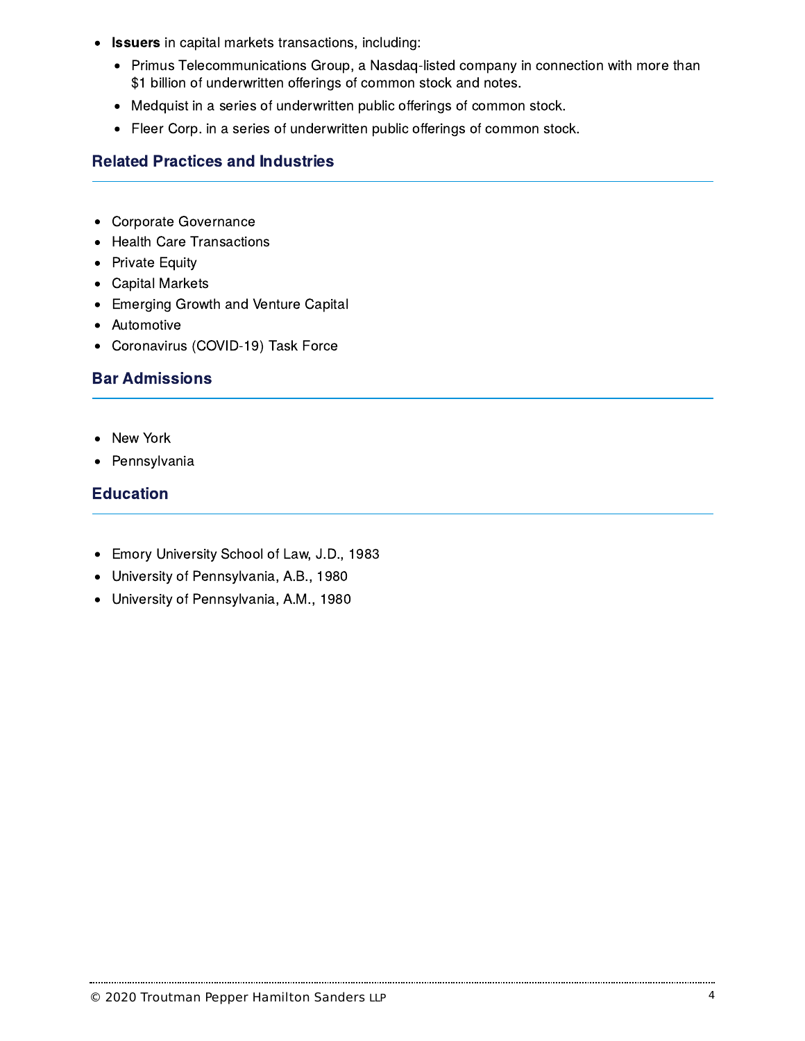- **Issuers** in capital markets transactions, including:
  - Primus Telecommunications Group, a Nasdaq-listed company in connection with more than $1 billion of underwritten offerings of common stock and notes.
  - Medquist in a series of underwritten public offerings of common stock.
  - Fleer Corp. in a series of underwritten public offerings of common stock.

## Related Practices and Industries

- Corporate Governance
- Health Care Transactions
- Private Equity
- Capital Markets
- Emerging Growth and Venture Capital
- Automotive
- Coronavirus (COVID-19) Task Force

## Bar Admissions

- New York
- Pennsylvania

## Education

- Emory University School of Law, J.D., 1983
- University of Pennsylvania, A.B., 1980
- University of Pennsylvania, A.M., 1980